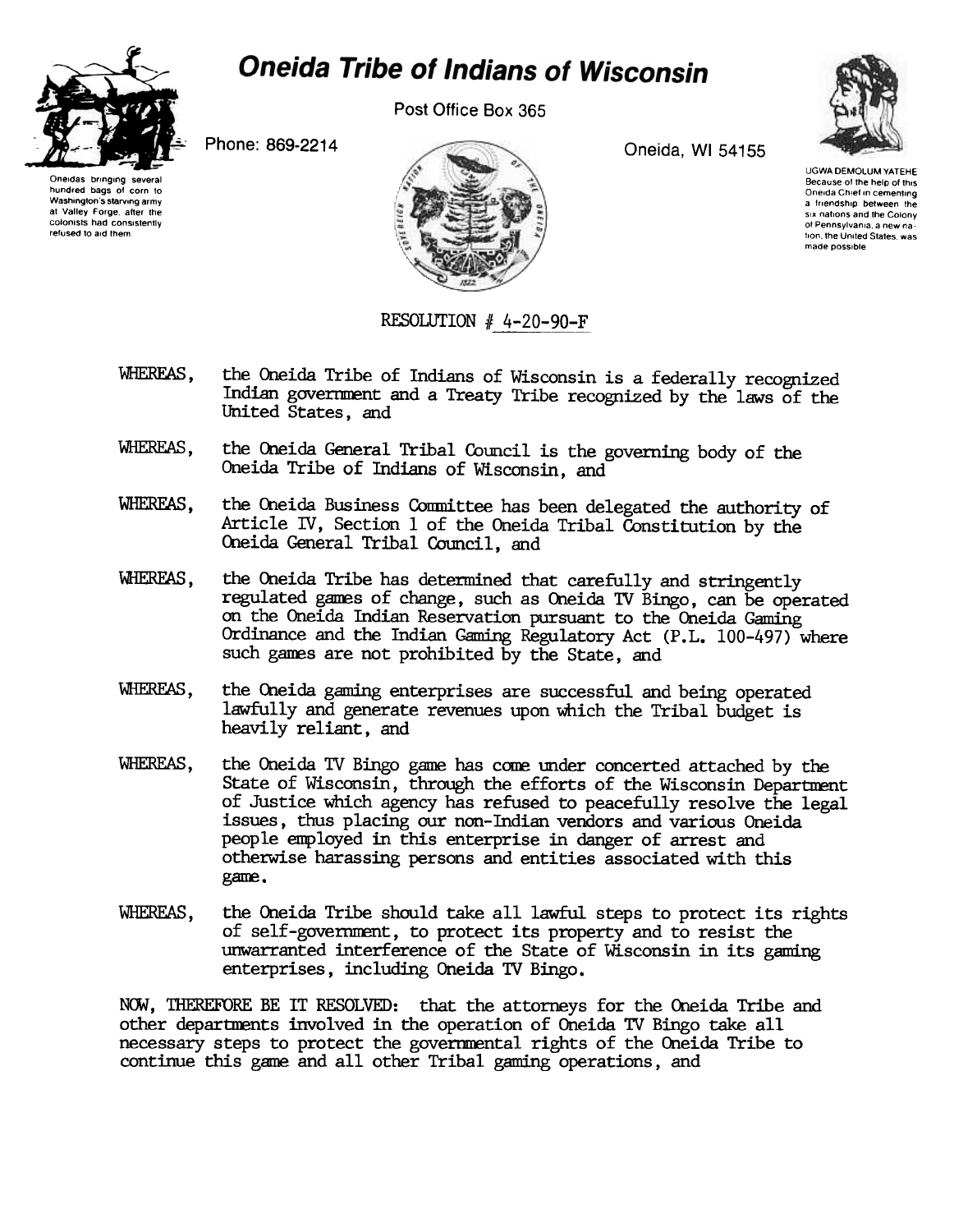# Oneida Tribe of Indians of Wisconsin

Post Office Box 365

Phone: 869-2214

Oneida, WI 54155

Oneidas bringing several hundred bags of corn to Washington's starving army at Valley Forge, after the colonists had consistently refused to aid them.

UGWA DEMOLUM YATEHE
Because of the help of this Oneida Chief in cementing a friendship between the six nations and the Colony of Pennsylvania, a new nation, the United States, was made possible.

RESOLUTION # 4-20-90-F

WHEREAS, the Oneida Tribe of Indians of Wisconsin is a federally recognized Indian government and a Treaty Tribe recognized by the laws of the United States, and

WHEREAS, the Oneida General Tribal Council is the governing body of the Oneida Tribe of Indians of Wisconsin, and

WHEREAS, the Oneida Business Committee has been delegated the authority of Article IV, Section 1 of the Oneida Tribal Constitution by the Oneida General Tribal Council, and

WHEREAS, the Oneida Tribe has determined that carefully and stringently regulated games of change, such as Oneida TV Bingo, can be operated on the Oneida Indian Reservation pursuant to the Oneida Gaming Ordinance and the Indian Gaming Regulatory Act (P.L. 100-497) where such games are not prohibited by the State, and

WHEREAS, the Oneida gaming enterprises are successful and being operated lawfully and generate revenues upon which the Tribal budget is heavily reliant, and

WHEREAS, the Oneida TV Bingo game has come under concerted attached by the State of Wisconsin, through the efforts of the Wisconsin Department of Justice which agency has refused to peacefully resolve the legal issues, thus placing our non-Indian vendors and various Oneida people employed in this enterprise in danger of arrest and otherwise harassing persons and entities associated with this game.

WHEREAS, the Oneida Tribe should take all lawful steps to protect its rights of self-government, to protect its property and to resist the unwarranted interference of the State of Wisconsin in its gaming enterprises, including Oneida TV Bingo.

NOW, THEREFORE BE IT RESOLVED: that the attorneys for the Oneida Tribe and other departments involved in the operation of Oneida TV Bingo take all necessary steps to protect the governmental rights of the Oneida Tribe to continue this game and all other Tribal gaming operations, and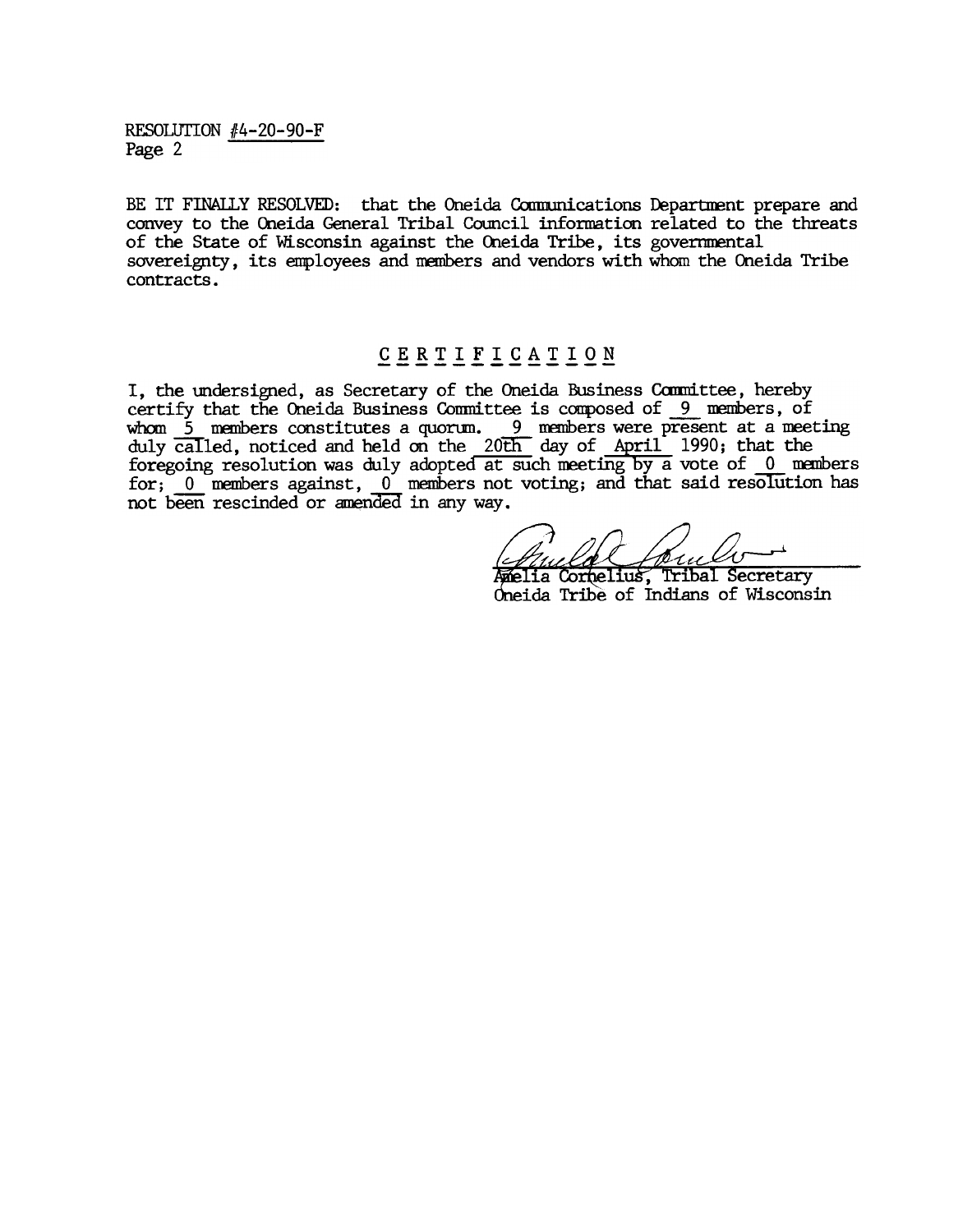RESOLUTION #4-20-90-F
Page 2

BE IT FINALLY RESOLVED: that the Oneida Communications Department prepare and convey to the Oneida General Tribal Council information related to the threats of the State of Wisconsin against the Oneida Tribe, its governmental sovereignty, its employees and members and vendors with whom the Oneida Tribe contracts.

## CERTIFICATION

I, the undersigned, as Secretary of the Oneida Business Committee, hereby certify that the Oneida Business Committee is composed of 9 members, of whom 5 members constitutes a quorum. 9 members were present at a meeting duly called, noticed and held on the 20th day of April 1990; that the foregoing resolution was duly adopted at such meeting by a vote of 0 members for; 0 members against, 0 members not voting; and that said resolution has not been rescinded or amended in any way.

Amelia Cornelius, Tribal Secretary
Oneida Tribe of Indians of Wisconsin